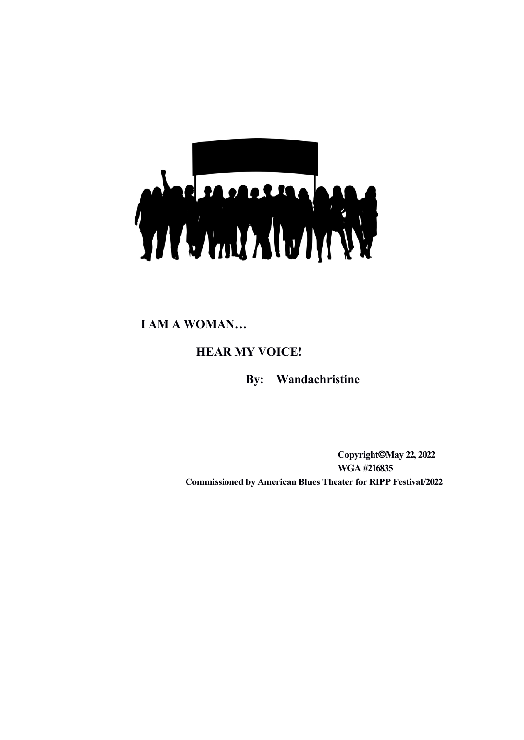# I AM A WOMAN…

## HEAR MY VOICE!

**By: Wandachristine**

**Copyright©May 22, 2022**
**WGA #216835**
**Commissioned by American Blues Theater for RIPP Festival/2022**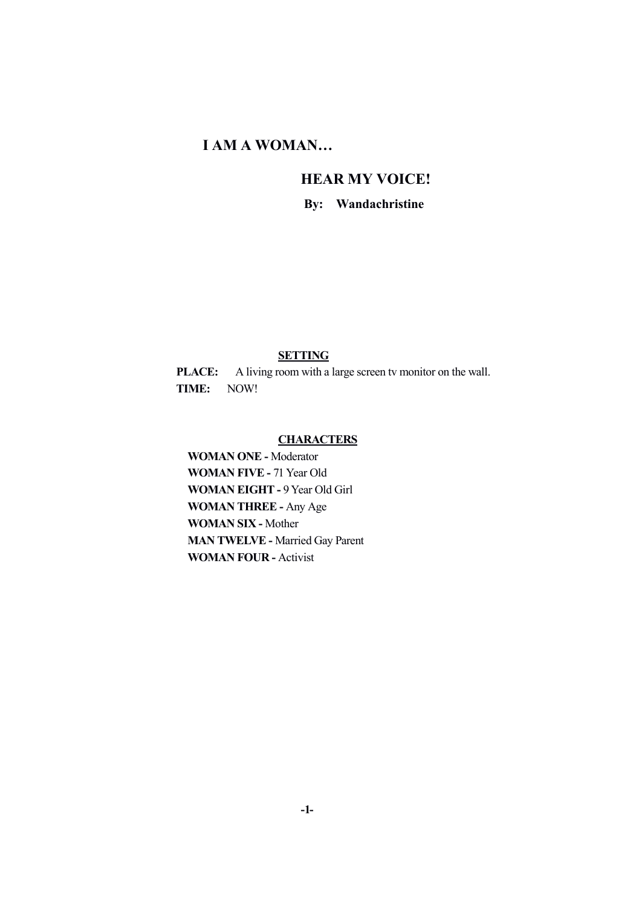# I AM A WOMAN…

## HEAR MY VOICE!

**By: Wandachristine**

**SETTING**

**PLACE:** A living room with a large screen tv monitor on the wall.
**TIME:** NOW!

**CHARACTERS**

**WOMAN ONE -** Moderator
**WOMAN FIVE -** 71 Year Old
**WOMAN EIGHT -** 9 Year Old Girl
**WOMAN THREE -** Any Age
**WOMAN SIX -** Mother
**MAN TWELVE -** Married Gay Parent
**WOMAN FOUR -** Activist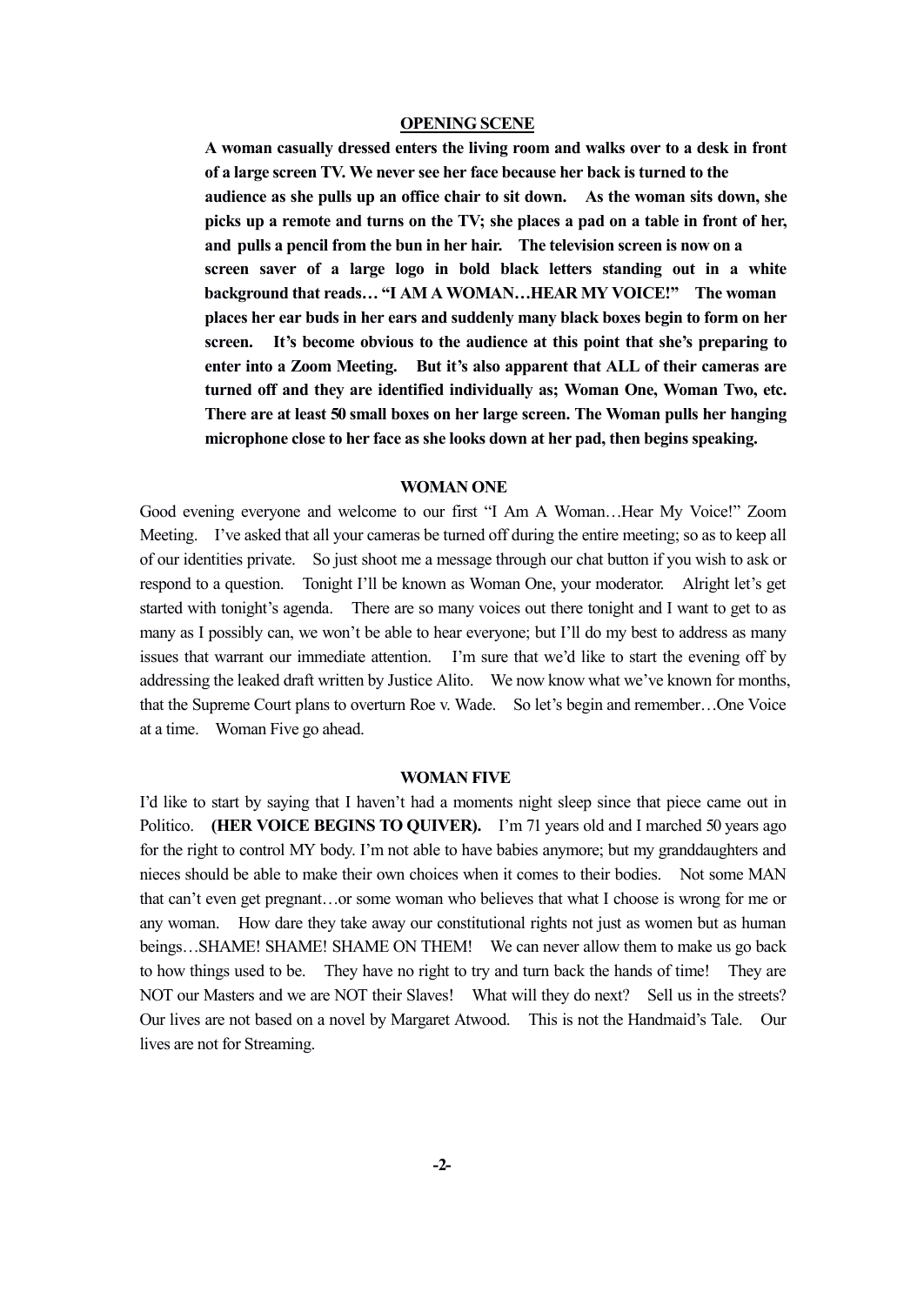## OPENING SCENE

**A woman casually dressed enters the living room and walks over to a desk in front of a large screen TV. We never see her face because her back is turned to the audience as she pulls up an office chair to sit down. As the woman sits down, she picks up a remote and turns on the TV; she places a pad on a table in front of her, and pulls a pencil from the bun in her hair. The television screen is now on a screen saver of a large logo in bold black letters standing out in a white background that reads… "I AM A WOMAN…HEAR MY VOICE!" The woman places her ear buds in her ears and suddenly many black boxes begin to form on her screen. It's become obvious to the audience at this point that she's preparing to enter into a Zoom Meeting. But it's also apparent that ALL of their cameras are turned off and they are identified individually as; Woman One, Woman Two, etc. There are at least 50 small boxes on her large screen. The Woman pulls her hanging microphone close to her face as she looks down at her pad, then begins speaking.**

### WOMAN ONE

Good evening everyone and welcome to our first "I Am A Woman…Hear My Voice!" Zoom Meeting. I've asked that all your cameras be turned off during the entire meeting; so as to keep all of our identities private. So just shoot me a message through our chat button if you wish to ask or respond to a question. Tonight I'll be known as Woman One, your moderator. Alright let's get started with tonight's agenda. There are so many voices out there tonight and I want to get to as many as I possibly can, we won't be able to hear everyone; but I'll do my best to address as many issues that warrant our immediate attention. I'm sure that we'd like to start the evening off by addressing the leaked draft written by Justice Alito. We now know what we've known for months, that the Supreme Court plans to overturn Roe v. Wade. So let's begin and remember…One Voice at a time. Woman Five go ahead.

### WOMAN FIVE

I'd like to start by saying that I haven't had a moments night sleep since that piece came out in Politico. **(HER VOICE BEGINS TO QUIVER).** I'm 71 years old and I marched 50 years ago for the right to control MY body. I'm not able to have babies anymore; but my granddaughters and nieces should be able to make their own choices when it comes to their bodies. Not some MAN that can't even get pregnant…or some woman who believes that what I choose is wrong for me or any woman. How dare they take away our constitutional rights not just as women but as human beings…SHAME! SHAME! SHAME ON THEM! We can never allow them to make us go back to how things used to be. They have no right to try and turn back the hands of time! They are NOT our Masters and we are NOT their Slaves! What will they do next? Sell us in the streets? Our lives are not based on a novel by Margaret Atwood. This is not the Handmaid's Tale. Our lives are not for Streaming.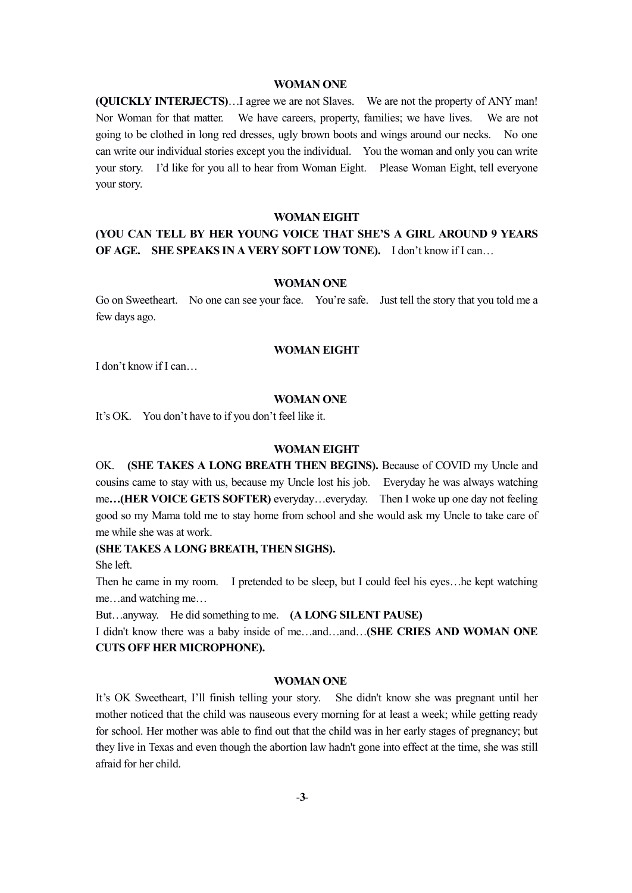**WOMAN ONE**

**(QUICKLY INTERJECTS)**…I agree we are not Slaves. We are not the property of ANY man! Nor Woman for that matter. We have careers, property, families; we have lives. We are not going to be clothed in long red dresses, ugly brown boots and wings around our necks. No one can write our individual stories except you the individual. You the woman and only you can write your story. I'd like for you all to hear from Woman Eight. Please Woman Eight, tell everyone your story.

**WOMAN EIGHT**

**(YOU CAN TELL BY HER YOUNG VOICE THAT SHE'S A GIRL AROUND 9 YEARS OF AGE. SHE SPEAKS IN A VERY SOFT LOW TONE).** I don't know if I can…

**WOMAN ONE**

Go on Sweetheart. No one can see your face. You're safe. Just tell the story that you told me a few days ago.

**WOMAN EIGHT**

I don't know if I can…

**WOMAN ONE**

It's OK. You don't have to if you don't feel like it.

**WOMAN EIGHT**

OK. **(SHE TAKES A LONG BREATH THEN BEGINS).** Because of COVID my Uncle and cousins came to stay with us, because my Uncle lost his job. Everyday he was always watching me**…(HER VOICE GETS SOFTER)** everyday…everyday. Then I woke up one day not feeling good so my Mama told me to stay home from school and she would ask my Uncle to take care of me while she was at work.

**(SHE TAKES A LONG BREATH, THEN SIGHS).**

She left.

Then he came in my room. I pretended to be sleep, but I could feel his eyes…he kept watching me…and watching me…

But…anyway. He did something to me. **(A LONG SILENT PAUSE)**

I didn't know there was a baby inside of me…and…and…**(SHE CRIES AND WOMAN ONE CUTS OFF HER MICROPHONE).**

**WOMAN ONE**

It's OK Sweetheart, I'll finish telling your story. She didn't know she was pregnant until her mother noticed that the child was nauseous every morning for at least a week; while getting ready for school. Her mother was able to find out that the child was in her early stages of pregnancy; but they live in Texas and even though the abortion law hadn't gone into effect at the time, she was still afraid for her child.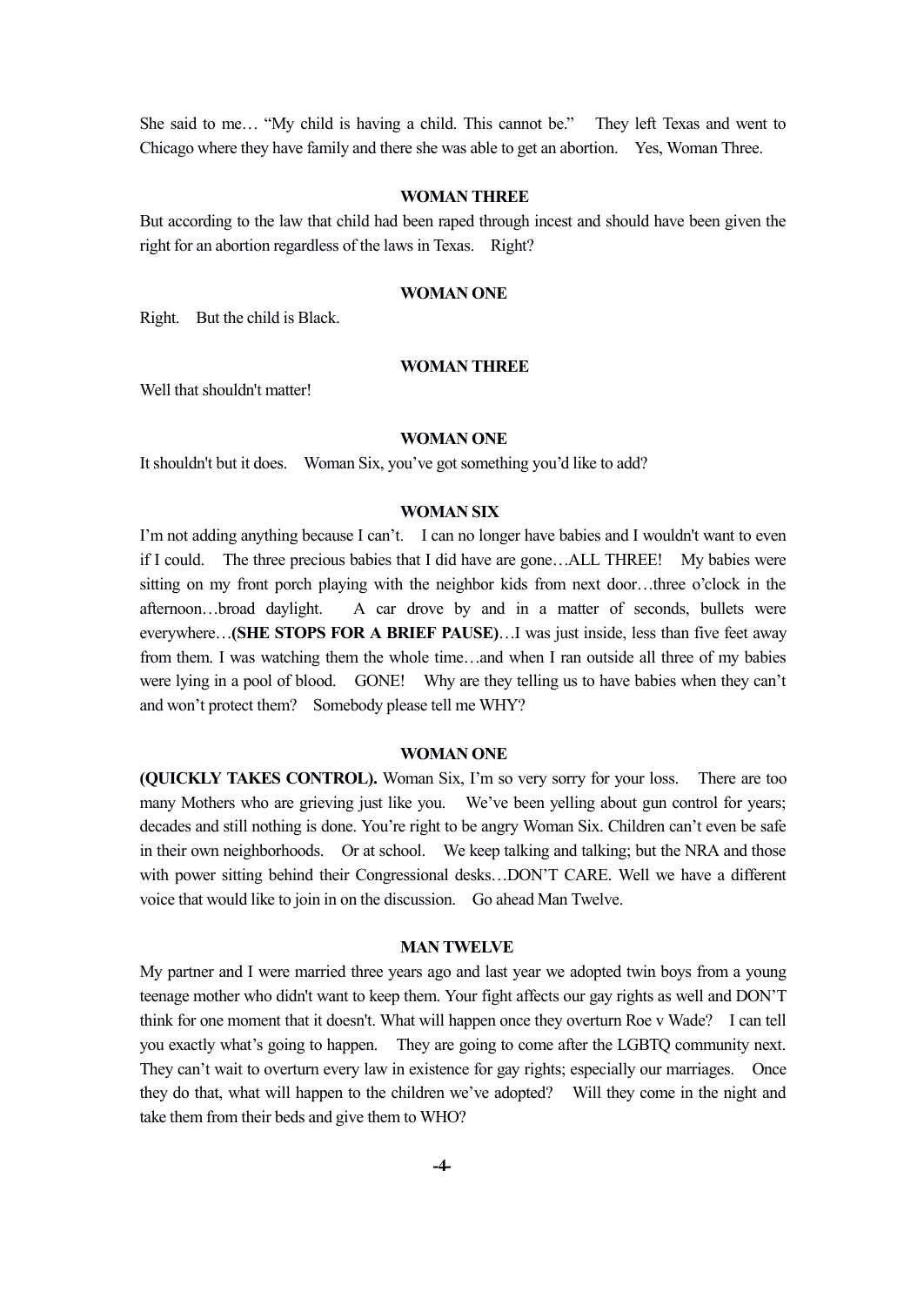She said to me… "My child is having a child. This cannot be." They left Texas and went to Chicago where they have family and there she was able to get an abortion. Yes, Woman Three.

**WOMAN THREE**

But according to the law that child had been raped through incest and should have been given the right for an abortion regardless of the laws in Texas. Right?

**WOMAN ONE**

Right. But the child is Black.

**WOMAN THREE**

Well that shouldn't matter!

**WOMAN ONE**

It shouldn't but it does. Woman Six, you've got something you'd like to add?

**WOMAN SIX**

I'm not adding anything because I can't. I can no longer have babies and I wouldn't want to even if I could. The three precious babies that I did have are gone…ALL THREE! My babies were sitting on my front porch playing with the neighbor kids from next door…three o'clock in the afternoon…broad daylight. A car drove by and in a matter of seconds, bullets were everywhere…**(SHE STOPS FOR A BRIEF PAUSE)**…I was just inside, less than five feet away from them. I was watching them the whole time…and when I ran outside all three of my babies were lying in a pool of blood. GONE! Why are they telling us to have babies when they can't and won't protect them? Somebody please tell me WHY?

**WOMAN ONE**

**(QUICKLY TAKES CONTROL).** Woman Six, I'm so very sorry for your loss. There are too many Mothers who are grieving just like you. We've been yelling about gun control for years; decades and still nothing is done. You're right to be angry Woman Six. Children can't even be safe in their own neighborhoods. Or at school. We keep talking and talking; but the NRA and those with power sitting behind their Congressional desks…DON'T CARE. Well we have a different voice that would like to join in on the discussion. Go ahead Man Twelve.

**MAN TWELVE**

My partner and I were married three years ago and last year we adopted twin boys from a young teenage mother who didn't want to keep them. Your fight affects our gay rights as well and DON'T think for one moment that it doesn't. What will happen once they overturn Roe v Wade? I can tell you exactly what's going to happen. They are going to come after the LGBTQ community next. They can't wait to overturn every law in existence for gay rights; especially our marriages. Once they do that, what will happen to the children we've adopted? Will they come in the night and take them from their beds and give them to WHO?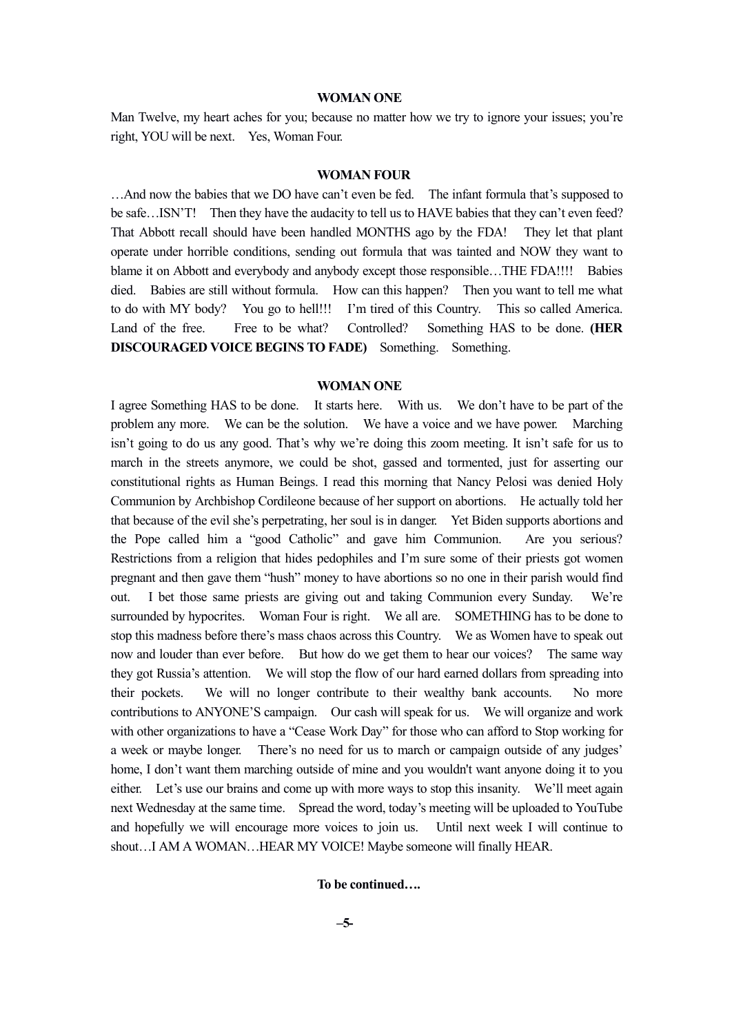**WOMAN ONE**

Man Twelve, my heart aches for you; because no matter how we try to ignore your issues; you're right, YOU will be next. Yes, Woman Four.

**WOMAN FOUR**

…And now the babies that we DO have can't even be fed. The infant formula that's supposed to be safe…ISN'T! Then they have the audacity to tell us to HAVE babies that they can't even feed? That Abbott recall should have been handled MONTHS ago by the FDA! They let that plant operate under horrible conditions, sending out formula that was tainted and NOW they want to blame it on Abbott and everybody and anybody except those responsible…THE FDA!!!! Babies died. Babies are still without formula. How can this happen? Then you want to tell me what to do with MY body? You go to hell!!! I'm tired of this Country. This so called America. Land of the free. Free to be what? Controlled? Something HAS to be done. **(HER DISCOURAGED VOICE BEGINS TO FADE)** Something. Something.

**WOMAN ONE**

I agree Something HAS to be done. It starts here. With us. We don't have to be part of the problem any more. We can be the solution. We have a voice and we have power. Marching isn't going to do us any good. That's why we're doing this zoom meeting. It isn't safe for us to march in the streets anymore, we could be shot, gassed and tormented, just for asserting our constitutional rights as Human Beings. I read this morning that Nancy Pelosi was denied Holy Communion by Archbishop Cordileone because of her support on abortions. He actually told her that because of the evil she's perpetrating, her soul is in danger. Yet Biden supports abortions and the Pope called him a "good Catholic" and gave him Communion. Are you serious? Restrictions from a religion that hides pedophiles and I'm sure some of their priests got women pregnant and then gave them "hush" money to have abortions so no one in their parish would find out. I bet those same priests are giving out and taking Communion every Sunday. We're surrounded by hypocrites. Woman Four is right. We all are. SOMETHING has to be done to stop this madness before there's mass chaos across this Country. We as Women have to speak out now and louder than ever before. But how do we get them to hear our voices? The same way they got Russia's attention. We will stop the flow of our hard earned dollars from spreading into their pockets. We will no longer contribute to their wealthy bank accounts. No more contributions to ANYONE'S campaign. Our cash will speak for us. We will organize and work with other organizations to have a "Cease Work Day" for those who can afford to Stop working for a week or maybe longer. There's no need for us to march or campaign outside of any judges' home, I don't want them marching outside of mine and you wouldn't want anyone doing it to you either. Let's use our brains and come up with more ways to stop this insanity. We'll meet again next Wednesday at the same time. Spread the word, today's meeting will be uploaded to YouTube and hopefully we will encourage more voices to join us. Until next week I will continue to shout…I AM A WOMAN…HEAR MY VOICE! Maybe someone will finally HEAR.

**To be continued….**